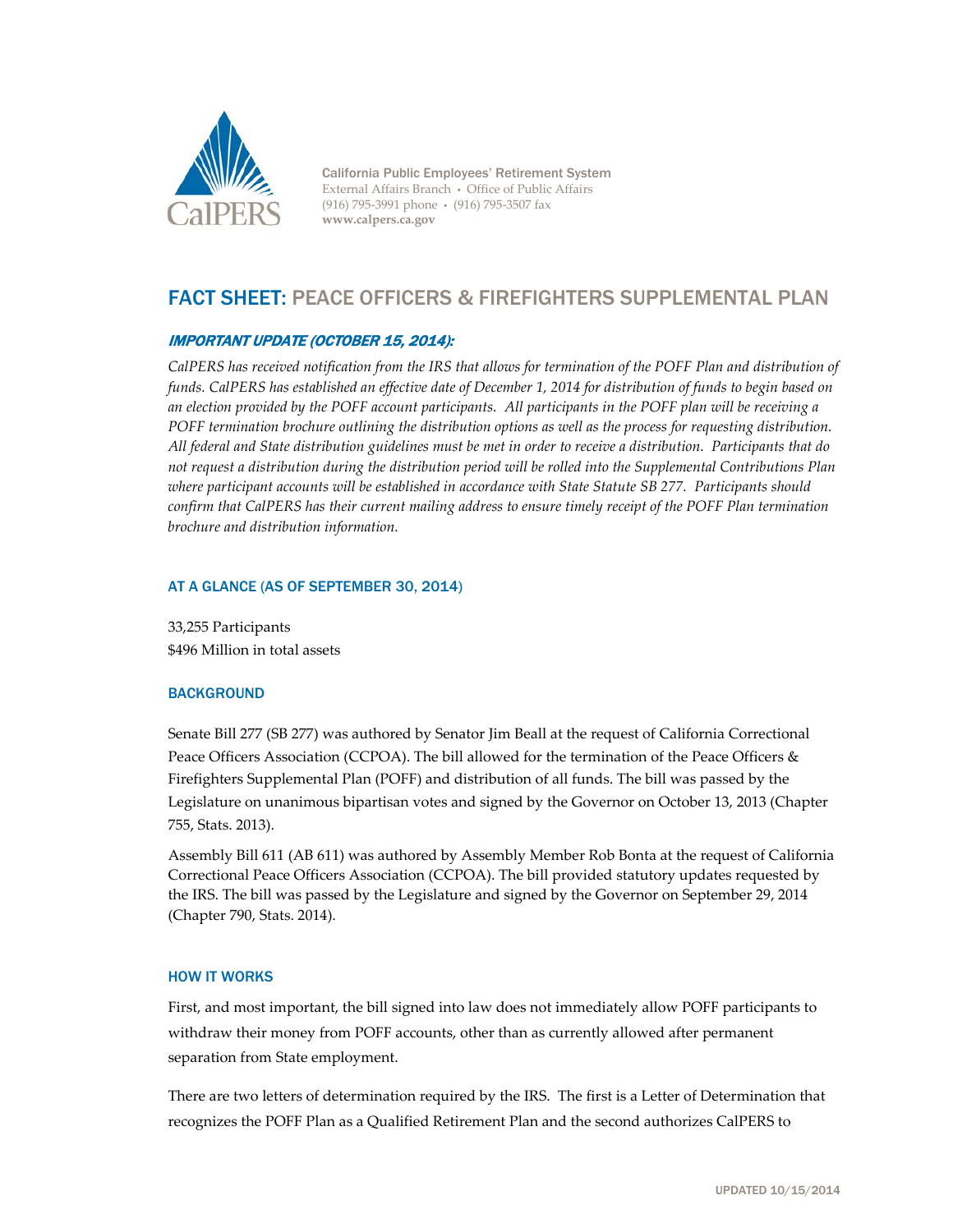California Public Employees' Retirement System
External Affairs Branch • Office of Public Affairs
(916) 795-3991 phone • (916) 795-3507 fax
**www.calpers.ca.gov**

# FACT SHEET: PEACE OFFICERS & FIREFIGHTERS SUPPLEMENTAL PLAN

***IMPORTANT UPDATE (OCTOBER 15, 2014):***

*CalPERS has received notification from the IRS that allows for termination of the POFF Plan and distribution of funds. CalPERS has established an effective date of December 1, 2014 for distribution of funds to begin based on an election provided by the POFF account participants. All participants in the POFF plan will be receiving a POFF termination brochure outlining the distribution options as well as the process for requesting distribution. All federal and State distribution guidelines must be met in order to receive a distribution. Participants that do not request a distribution during the distribution period will be rolled into the Supplemental Contributions Plan where participant accounts will be established in accordance with State Statute SB 277. Participants should confirm that CalPERS has their current mailing address to ensure timely receipt of the POFF Plan termination brochure and distribution information.*

## AT A GLANCE (AS OF SEPTEMBER 30, 2014)

33,255 Participants
$496 Million in total assets

## BACKGROUND

Senate Bill 277 (SB 277) was authored by Senator Jim Beall at the request of California Correctional Peace Officers Association (CCPOA). The bill allowed for the termination of the Peace Officers & Firefighters Supplemental Plan (POFF) and distribution of all funds. The bill was passed by the Legislature on unanimous bipartisan votes and signed by the Governor on October 13, 2013 (Chapter 755, Stats. 2013).

Assembly Bill 611 (AB 611) was authored by Assembly Member Rob Bonta at the request of California Correctional Peace Officers Association (CCPOA). The bill provided statutory updates requested by the IRS. The bill was passed by the Legislature and signed by the Governor on September 29, 2014 (Chapter 790, Stats. 2014).

## HOW IT WORKS

First, and most important, the bill signed into law does not immediately allow POFF participants to withdraw their money from POFF accounts, other than as currently allowed after permanent separation from State employment.

There are two letters of determination required by the IRS. The first is a Letter of Determination that recognizes the POFF Plan as a Qualified Retirement Plan and the second authorizes CalPERS to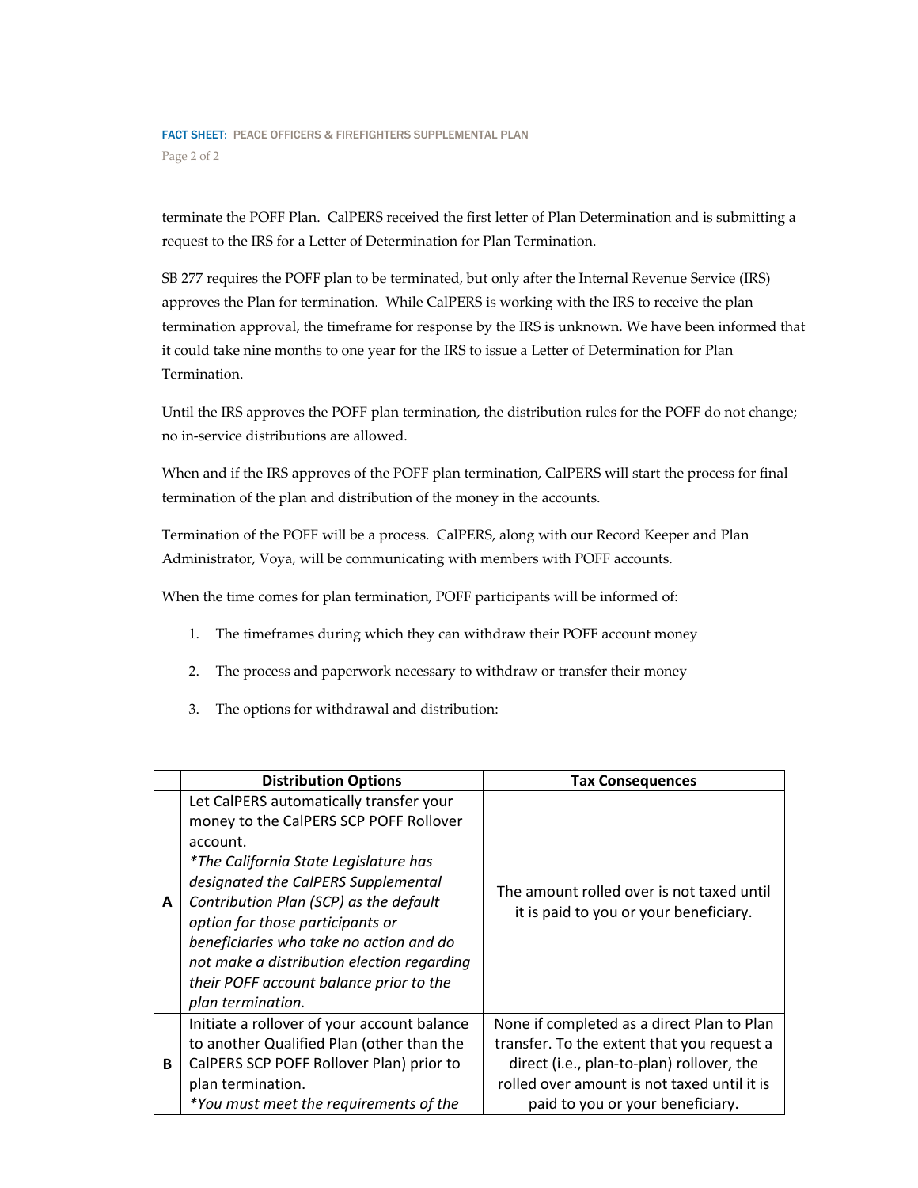terminate the POFF Plan. CalPERS received the first letter of Plan Determination and is submitting a request to the IRS for a Letter of Determination for Plan Termination.

SB 277 requires the POFF plan to be terminated, but only after the Internal Revenue Service (IRS) approves the Plan for termination. While CalPERS is working with the IRS to receive the plan termination approval, the timeframe for response by the IRS is unknown. We have been informed that it could take nine months to one year for the IRS to issue a Letter of Determination for Plan Termination.

Until the IRS approves the POFF plan termination, the distribution rules for the POFF do not change; no in-service distributions are allowed.

When and if the IRS approves of the POFF plan termination, CalPERS will start the process for final termination of the plan and distribution of the money in the accounts.

Termination of the POFF will be a process. CalPERS, along with our Record Keeper and Plan Administrator, Voya, will be communicating with members with POFF accounts.

When the time comes for plan termination, POFF participants will be informed of:

1. The timeframes during which they can withdraw their POFF account money
2. The process and paperwork necessary to withdraw or transfer their money
3. The options for withdrawal and distribution:

| | Distribution Options | Tax Consequences |
|---|---|---|
| **A** | Let CalPERS automatically transfer your money to the CalPERS SCP POFF Rollover account. *\*The California State Legislature has designated the CalPERS Supplemental Contribution Plan (SCP) as the default option for those participants or beneficiaries who take no action and do not make a distribution election regarding their POFF account balance prior to the plan termination.* | The amount rolled over is not taxed until it is paid to you or your beneficiary. |
| **B** | Initiate a rollover of your account balance to another Qualified Plan (other than the CalPERS SCP POFF Rollover Plan) prior to plan termination. *\*You must meet the requirements of the* | None if completed as a direct Plan to Plan transfer. To the extent that you request a direct (i.e., plan-to-plan) rollover, the rolled over amount is not taxed until it is paid to you or your beneficiary. |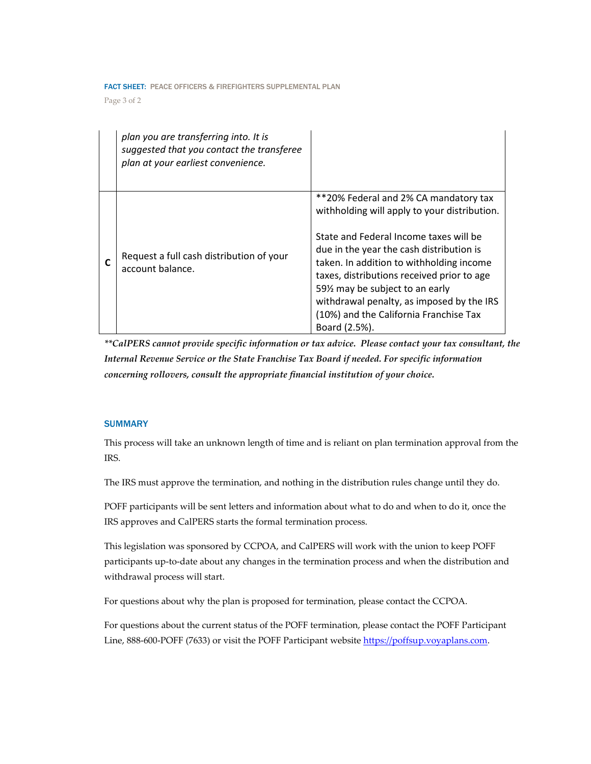| | | |
|---|---|---|
| | *plan you are transferring into. It is suggested that you contact the transferee plan at your earliest convenience.* | |
| **C** | Request a full cash distribution of your account balance. | **20% Federal and 2% CA mandatory tax withholding will apply to your distribution.<br><br>State and Federal Income taxes will be due in the year the cash distribution is taken. In addition to withholding income taxes, distributions received prior to age 59½ may be subject to an early withdrawal penalty, as imposed by the IRS (10%) and the California Franchise Tax Board (2.5%). |

***\*\*CalPERS cannot provide specific information or tax advice. Please contact your tax consultant, the Internal Revenue Service or the State Franchise Tax Board if needed. For specific information concerning rollovers, consult the appropriate financial institution of your choice.***

## SUMMARY

This process will take an unknown length of time and is reliant on plan termination approval from the IRS.

The IRS must approve the termination, and nothing in the distribution rules change until they do.

POFF participants will be sent letters and information about what to do and when to do it, once the IRS approves and CalPERS starts the formal termination process.

This legislation was sponsored by CCPOA, and CalPERS will work with the union to keep POFF participants up-to-date about any changes in the termination process and when the distribution and withdrawal process will start.

For questions about why the plan is proposed for termination, please contact the CCPOA.

For questions about the current status of the POFF termination, please contact the POFF Participant Line, 888-600-POFF (7633) or visit the POFF Participant website [https://poffsup.voyaplans.com](https://poffsup.voyaplans.com).